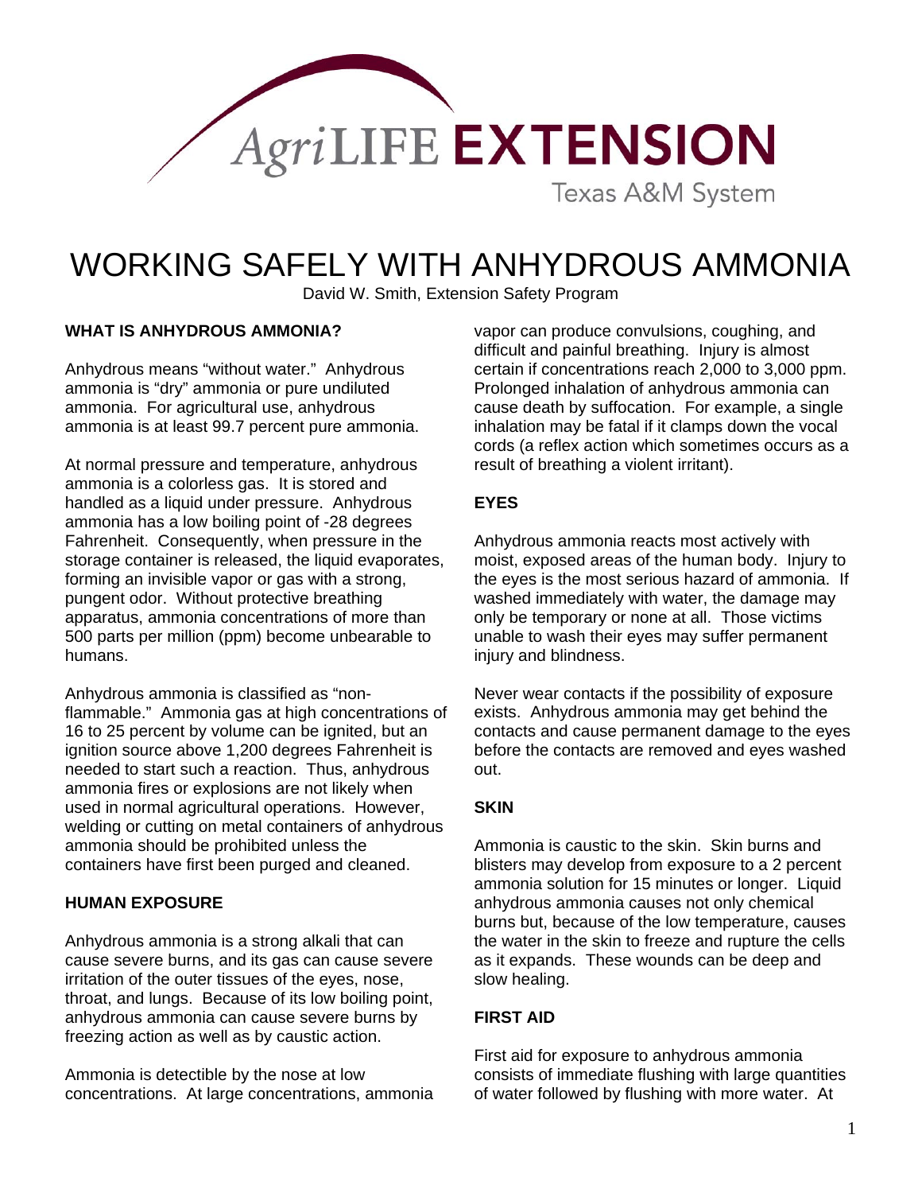AgriLIFE EXTENSION

Texas A&M System

# WORKING SAFELY WITH ANHYDROUS AMMONIA

David W. Smith, Extension Safety Program

## WHAT IS ANHYDROUS AMMONIA?

Anhydrous means "without water." Anhydrous ammonia is "dry" ammonia or pure undiluted ammonia. For agricultural use, anhydrous ammonia is at least 99.7 percent pure ammonia.

At normal pressure and temperature, anhydrous ammonia is a colorless gas. It is stored and handled as a liquid under pressure. Anhydrous ammonia has a low boiling point of -28 degrees Fahrenheit. Consequently, when pressure in the storage container is released, the liquid evaporates, forming an invisible vapor or gas with a strong, pungent odor. Without protective breathing apparatus, ammonia concentrations of more than 500 parts per million (ppm) become unbearable to humans.

Anhydrous ammonia is classified as "non-flammable." Ammonia gas at high concentrations of 16 to 25 percent by volume can be ignited, but an ignition source above 1,200 degrees Fahrenheit is needed to start such a reaction. Thus, anhydrous ammonia fires or explosions are not likely when used in normal agricultural operations. However, welding or cutting on metal containers of anhydrous ammonia should be prohibited unless the containers have first been purged and cleaned.

## HUMAN EXPOSURE

Anhydrous ammonia is a strong alkali that can cause severe burns, and its gas can cause severe irritation of the outer tissues of the eyes, nose, throat, and lungs. Because of its low boiling point, anhydrous ammonia can cause severe burns by freezing action as well as by caustic action.

Ammonia is detectible by the nose at low concentrations. At large concentrations, ammonia vapor can produce convulsions, coughing, and difficult and painful breathing. Injury is almost certain if concentrations reach 2,000 to 3,000 ppm. Prolonged inhalation of anhydrous ammonia can cause death by suffocation. For example, a single inhalation may be fatal if it clamps down the vocal cords (a reflex action which sometimes occurs as a result of breathing a violent irritant).

## EYES

Anhydrous ammonia reacts most actively with moist, exposed areas of the human body. Injury to the eyes is the most serious hazard of ammonia. If washed immediately with water, the damage may only be temporary or none at all. Those victims unable to wash their eyes may suffer permanent injury and blindness.

Never wear contacts if the possibility of exposure exists. Anhydrous ammonia may get behind the contacts and cause permanent damage to the eyes before the contacts are removed and eyes washed out.

## SKIN

Ammonia is caustic to the skin. Skin burns and blisters may develop from exposure to a 2 percent ammonia solution for 15 minutes or longer. Liquid anhydrous ammonia causes not only chemical burns but, because of the low temperature, causes the water in the skin to freeze and rupture the cells as it expands. These wounds can be deep and slow healing.

## FIRST AID

First aid for exposure to anhydrous ammonia consists of immediate flushing with large quantities of water followed by flushing with more water. At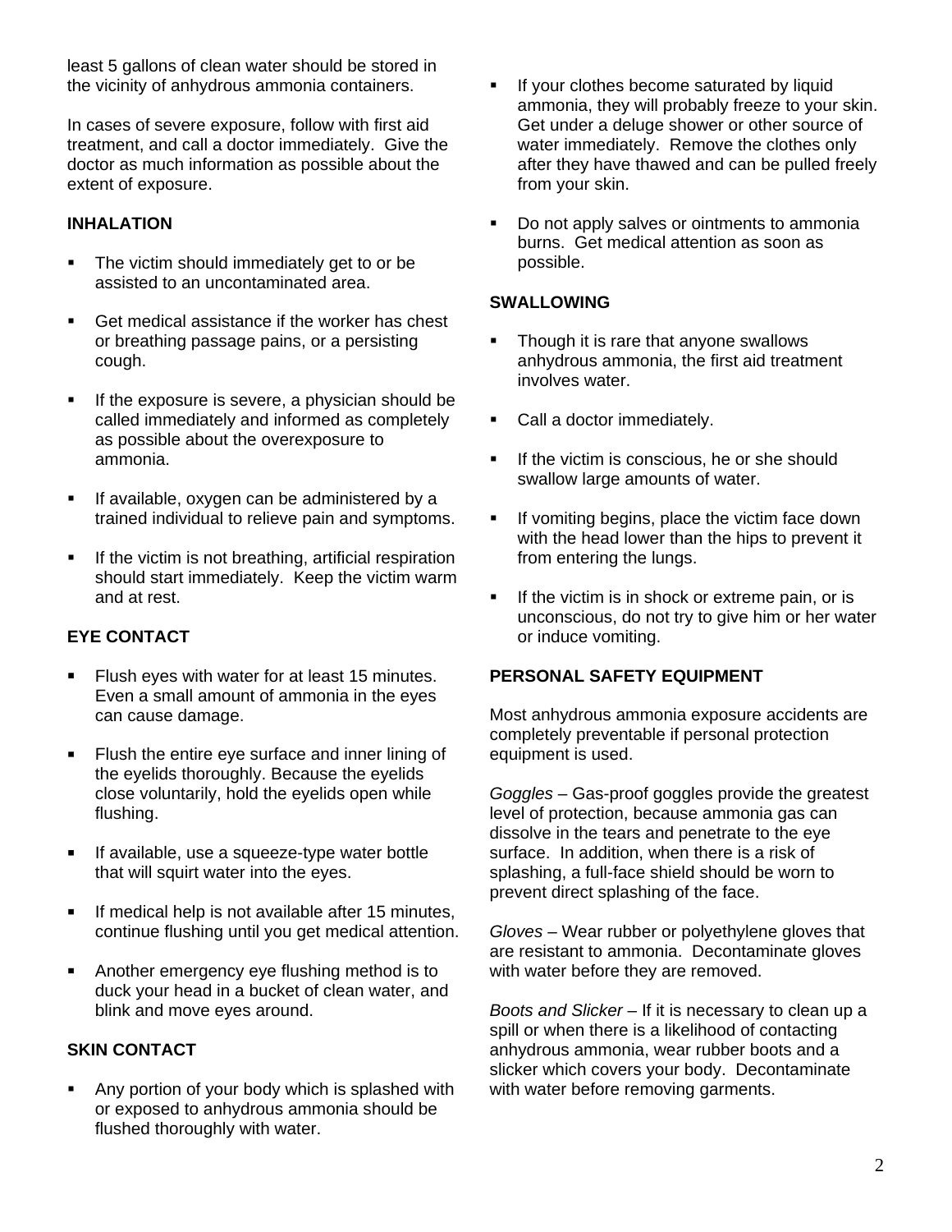least 5 gallons of clean water should be stored in the vicinity of anhydrous ammonia containers.

In cases of severe exposure, follow with first aid treatment, and call a doctor immediately. Give the doctor as much information as possible about the extent of exposure.

**INHALATION**

- The victim should immediately get to or be assisted to an uncontaminated area.
- Get medical assistance if the worker has chest or breathing passage pains, or a persisting cough.
- If the exposure is severe, a physician should be called immediately and informed as completely as possible about the overexposure to ammonia.
- If available, oxygen can be administered by a trained individual to relieve pain and symptoms.
- If the victim is not breathing, artificial respiration should start immediately. Keep the victim warm and at rest.

**EYE CONTACT**

- Flush eyes with water for at least 15 minutes. Even a small amount of ammonia in the eyes can cause damage.
- Flush the entire eye surface and inner lining of the eyelids thoroughly. Because the eyelids close voluntarily, hold the eyelids open while flushing.
- If available, use a squeeze-type water bottle that will squirt water into the eyes.
- If medical help is not available after 15 minutes, continue flushing until you get medical attention.
- Another emergency eye flushing method is to duck your head in a bucket of clean water, and blink and move eyes around.

**SKIN CONTACT**

- Any portion of your body which is splashed with or exposed to anhydrous ammonia should be flushed thoroughly with water.
- If your clothes become saturated by liquid ammonia, they will probably freeze to your skin. Get under a deluge shower or other source of water immediately. Remove the clothes only after they have thawed and can be pulled freely from your skin.
- Do not apply salves or ointments to ammonia burns. Get medical attention as soon as possible.

**SWALLOWING**

- Though it is rare that anyone swallows anhydrous ammonia, the first aid treatment involves water.
- Call a doctor immediately.
- If the victim is conscious, he or she should swallow large amounts of water.
- If vomiting begins, place the victim face down with the head lower than the hips to prevent it from entering the lungs.
- If the victim is in shock or extreme pain, or is unconscious, do not try to give him or her water or induce vomiting.

**PERSONAL SAFETY EQUIPMENT**

Most anhydrous ammonia exposure accidents are completely preventable if personal protection equipment is used.

*Goggles* – Gas-proof goggles provide the greatest level of protection, because ammonia gas can dissolve in the tears and penetrate to the eye surface. In addition, when there is a risk of splashing, a full-face shield should be worn to prevent direct splashing of the face.

*Gloves* – Wear rubber or polyethylene gloves that are resistant to ammonia. Decontaminate gloves with water before they are removed.

*Boots and Slicker* – If it is necessary to clean up a spill or when there is a likelihood of contacting anhydrous ammonia, wear rubber boots and a slicker which covers your body. Decontaminate with water before removing garments.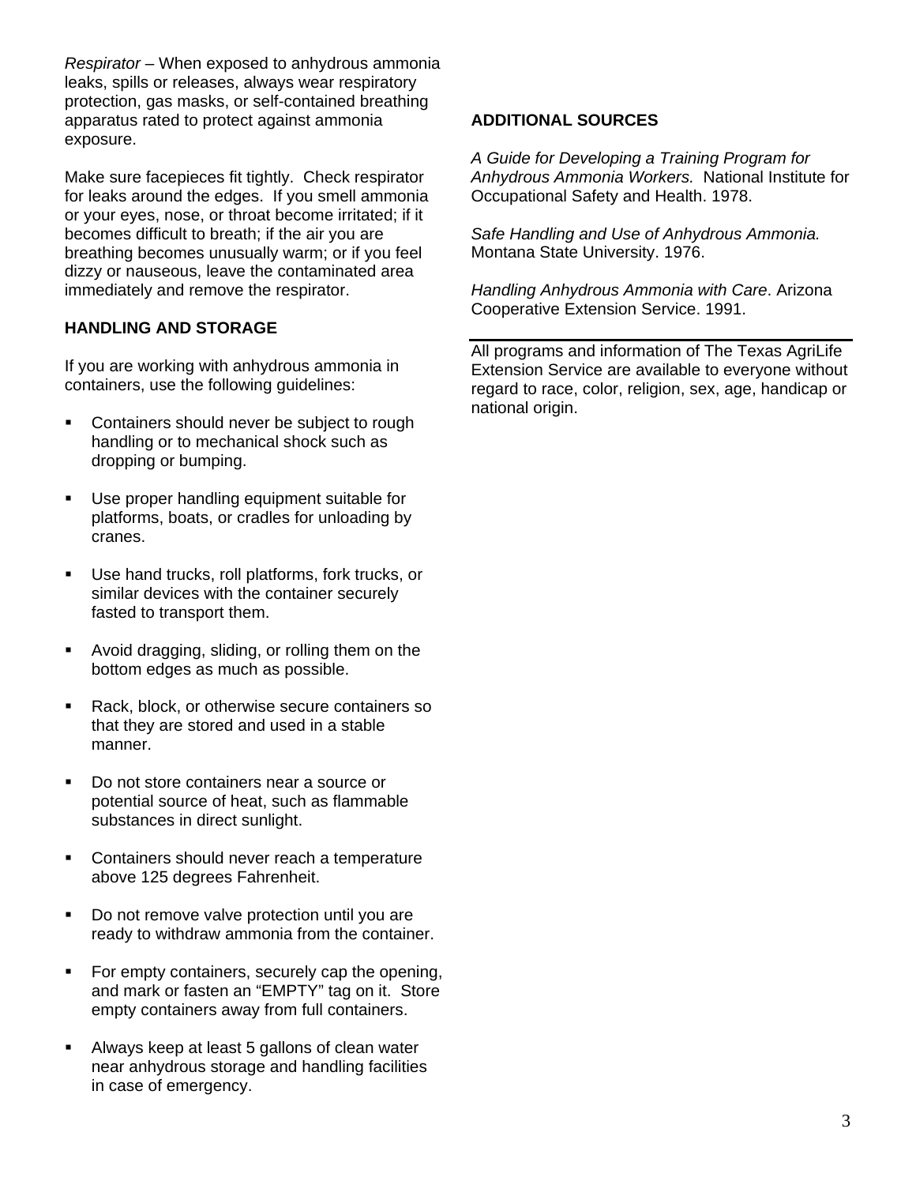*Respirator* – When exposed to anhydrous ammonia leaks, spills or releases, always wear respiratory protection, gas masks, or self-contained breathing apparatus rated to protect against ammonia exposure.

Make sure facepieces fit tightly. Check respirator for leaks around the edges. If you smell ammonia or your eyes, nose, or throat become irritated; if it becomes difficult to breath; if the air you are breathing becomes unusually warm; or if you feel dizzy or nauseous, leave the contaminated area immediately and remove the respirator.

## HANDLING AND STORAGE

If you are working with anhydrous ammonia in containers, use the following guidelines:

- Containers should never be subject to rough handling or to mechanical shock such as dropping or bumping.
- Use proper handling equipment suitable for platforms, boats, or cradles for unloading by cranes.
- Use hand trucks, roll platforms, fork trucks, or similar devices with the container securely fasted to transport them.
- Avoid dragging, sliding, or rolling them on the bottom edges as much as possible.
- Rack, block, or otherwise secure containers so that they are stored and used in a stable manner.
- Do not store containers near a source or potential source of heat, such as flammable substances in direct sunlight.
- Containers should never reach a temperature above 125 degrees Fahrenheit.
- Do not remove valve protection until you are ready to withdraw ammonia from the container.
- For empty containers, securely cap the opening, and mark or fasten an "EMPTY" tag on it. Store empty containers away from full containers.
- Always keep at least 5 gallons of clean water near anhydrous storage and handling facilities in case of emergency.

## ADDITIONAL SOURCES

*A Guide for Developing a Training Program for Anhydrous Ammonia Workers.* National Institute for Occupational Safety and Health. 1978.

*Safe Handling and Use of Anhydrous Ammonia.* Montana State University. 1976.

*Handling Anhydrous Ammonia with Care*. Arizona Cooperative Extension Service. 1991.

---

All programs and information of The Texas AgriLife Extension Service are available to everyone without regard to race, color, religion, sex, age, handicap or national origin.